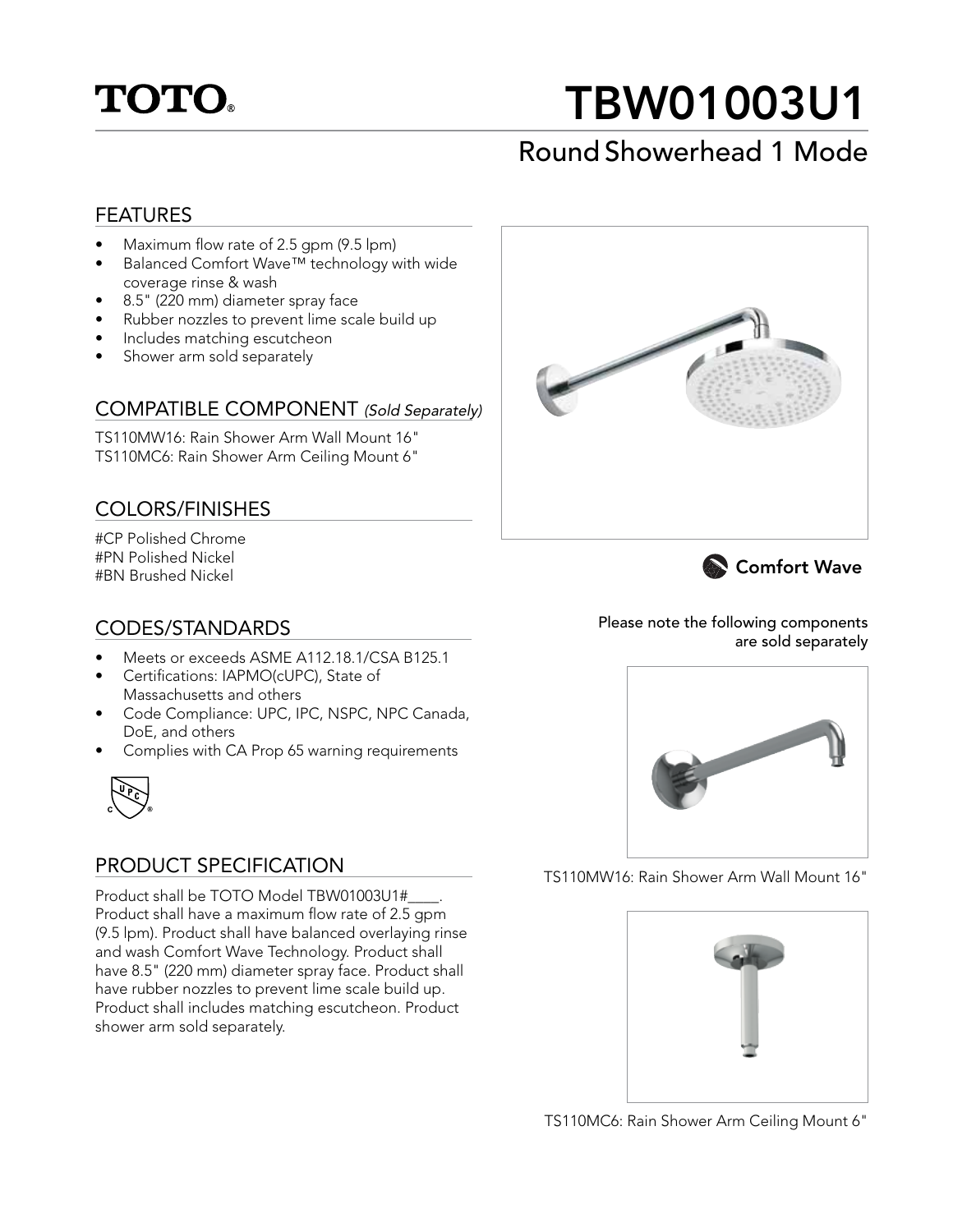TOTO®

# TBW01003U1

## Round Showerhead 1 Mode

### FEATURES

- Maximum flow rate of 2.5 gpm (9.5 lpm)
- Balanced Comfort Wave™ technology with wide coverage rinse & wash
- 8.5" (220 mm) diameter spray face
- Rubber nozzles to prevent lime scale build up
- Includes matching escutcheon
- Shower arm sold separately

### COMPATIBLE COMPONENT *(Sold Separately)*

TS110MW16: Rain Shower Arm Wall Mount 16"
TS110MC6: Rain Shower Arm Ceiling Mount 6"

### COLORS/FINISHES

#CP Polished Chrome
#PN Polished Nickel
#BN Brushed Nickel

### CODES/STANDARDS

- Meets or exceeds ASME A112.18.1/CSA B125.1
- Certifications: IAPMO(cUPC), State of Massachusetts and others
- Code Compliance: UPC, IPC, NSPC, NPC Canada, DoE, and others
- Complies with CA Prop 65 warning requirements

### PRODUCT SPECIFICATION

Product shall be TOTO Model TBW01003U1#____. Product shall have a maximum flow rate of 2.5 gpm (9.5 lpm). Product shall have balanced overlaying rinse and wash Comfort Wave Technology. Product shall have 8.5" (220 mm) diameter spray face. Product shall have rubber nozzles to prevent lime scale build up. Product shall includes matching escutcheon. Product shower arm sold separately.

**Comfort Wave**

**Please note the following components are sold separately**

TS110MW16: Rain Shower Arm Wall Mount 16"

TS110MC6: Rain Shower Arm Ceiling Mount 6"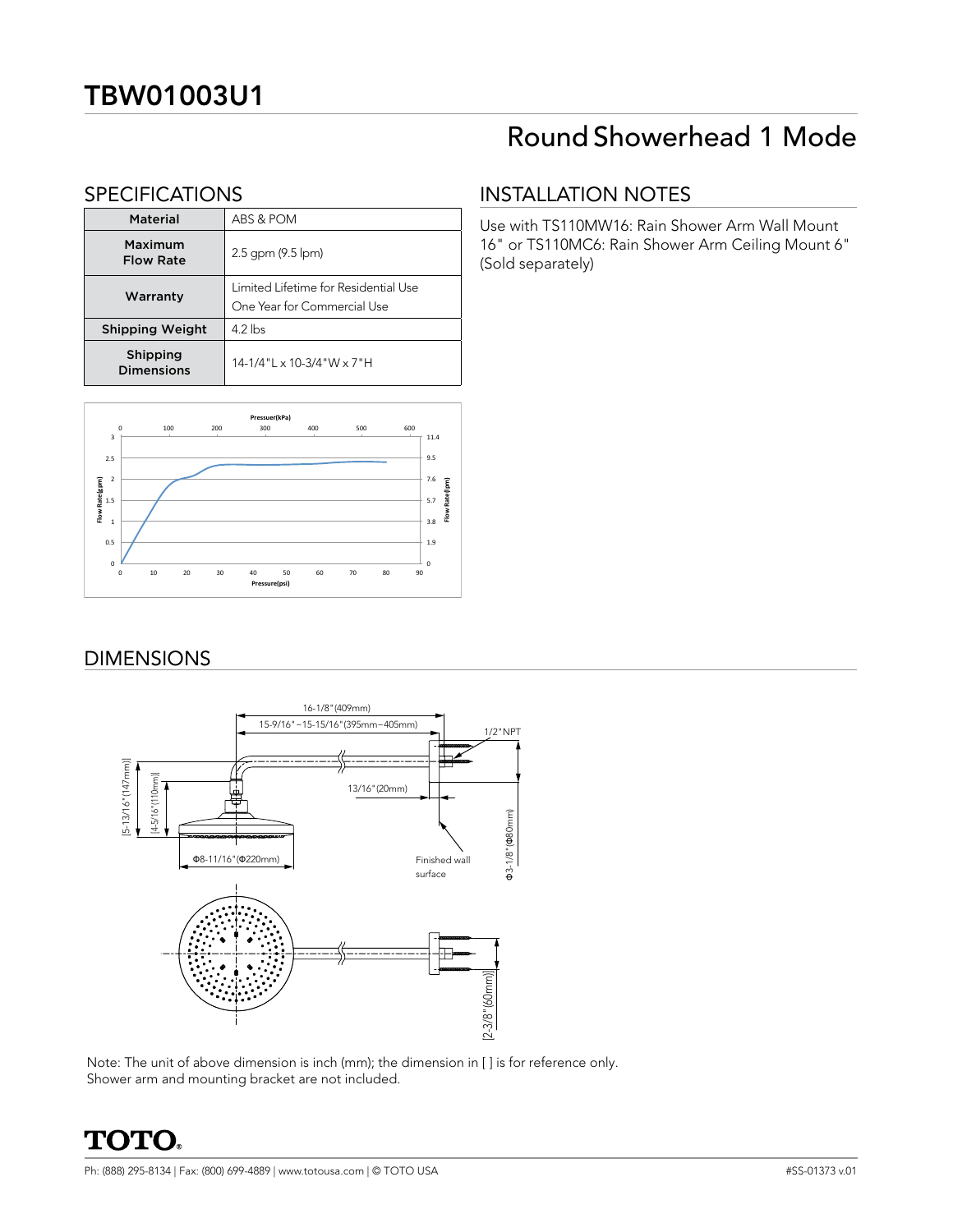# TBW01003U1

## Round Showerhead 1 Mode

## SPECIFICATIONS

| | |
|---|---|
| **Material** | ABS & POM |
| **Maximum Flow Rate** | 2.5 gpm (9.5 lpm) |
| **Warranty** | Limited Lifetime for Residential Use<br>One Year for Commercial Use |
| **Shipping Weight** | 4.2 lbs |
| **Shipping Dimensions** | 14-1/4"L x 10-3/4"W x 7"H |

Pressuer(kPa)

0 100 200 300 400 500 600

Flow Rate(gpm)

3 2.5 2 1.5 1 0.5 0

Flow Rate(lpm)

11.4 9.5 7.6 5.7 3.8 1.9 0

0 10 20 30 40 50 60 70 80 90

Pressure(psi)

## INSTALLATION NOTES

Use with TS110MW16: Rain Shower Arm Wall Mount 16" or TS110MC6: Rain Shower Arm Ceiling Mount 6" (Sold separately)

## DIMENSIONS

16-1/8"(409mm)

15-9/16"~15-15/16"(395mm~405mm)

1/2"NPT

13/16"(20mm)

[5-13/16"(147mm)]

[4-5/16"(110mm)]

Φ8-11/16"(Φ220mm)

Finished wall surface

Φ3-1/8"(Φ80mm)

[2-3/8"(60mm)]

Note: The unit of above dimension is inch (mm); the dimension in [ ] is for reference only.
Shower arm and mounting bracket are not included.